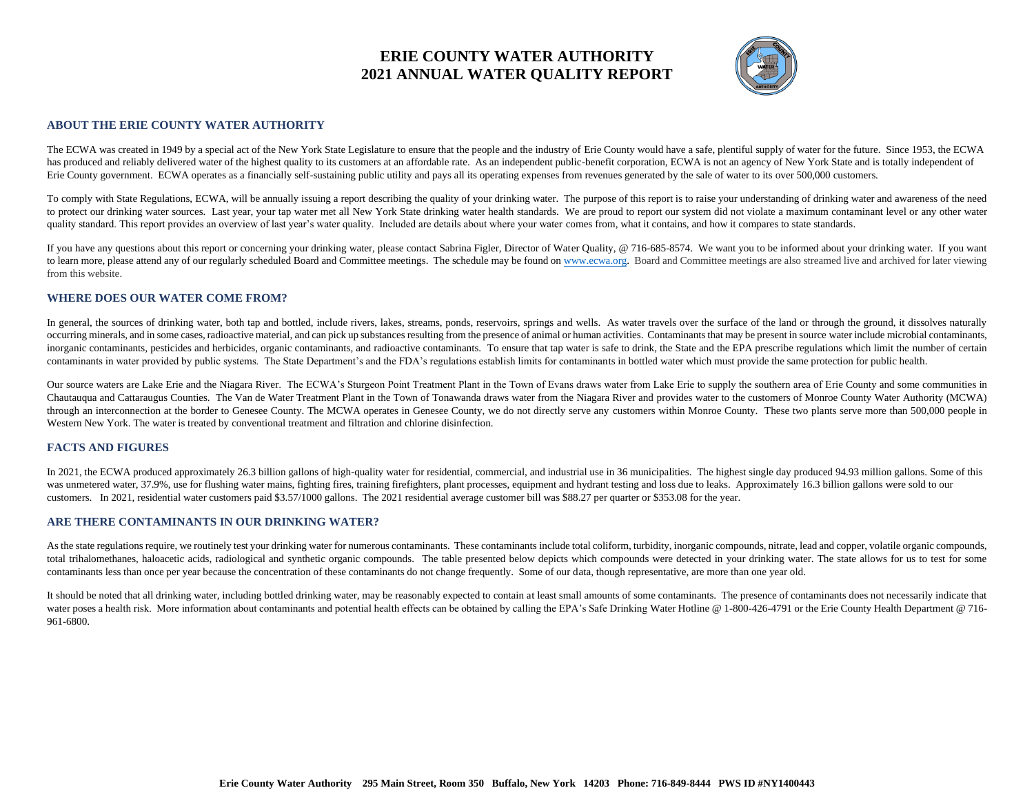# ERIE COUNTY WATER AUTHORITY
# 2021 ANNUAL WATER QUALITY REPORT

## ABOUT THE ERIE COUNTY WATER AUTHORITY

The ECWA was created in 1949 by a special act of the New York State Legislature to ensure that the people and the industry of Erie County would have a safe, plentiful supply of water for the future. Since 1953, the ECWA has produced and reliably delivered water of the highest quality to its customers at an affordable rate. As an independent public-benefit corporation, ECWA is not an agency of New York State and is totally independent of Erie County government. ECWA operates as a financially self-sustaining public utility and pays all its operating expenses from revenues generated by the sale of water to its over 500,000 customers.

To comply with State Regulations, ECWA, will be annually issuing a report describing the quality of your drinking water. The purpose of this report is to raise your understanding of drinking water and awareness of the need to protect our drinking water sources. Last year, your tap water met all New York State drinking water health standards. We are proud to report our system did not violate a maximum contaminant level or any other water quality standard. This report provides an overview of last year's water quality. Included are details about where your water comes from, what it contains, and how it compares to state standards.

If you have any questions about this report or concerning your drinking water, please contact Sabrina Figler, Director of Water Quality, @ 716-685-8574. We want you to be informed about your drinking water. If you want to learn more, please attend any of our regularly scheduled Board and Committee meetings. The schedule may be found on www.ecwa.org. Board and Committee meetings are also streamed live and archived for later viewing from this website.

## WHERE DOES OUR WATER COME FROM?

In general, the sources of drinking water, both tap and bottled, include rivers, lakes, streams, ponds, reservoirs, springs and wells. As water travels over the surface of the land or through the ground, it dissolves naturally occurring minerals, and in some cases, radioactive material, and can pick up substances resulting from the presence of animal or human activities. Contaminants that may be present in source water include microbial contaminants, inorganic contaminants, pesticides and herbicides, organic contaminants, and radioactive contaminants. To ensure that tap water is safe to drink, the State and the EPA prescribe regulations which limit the number of certain contaminants in water provided by public systems. The State Department's and the FDA's regulations establish limits for contaminants in bottled water which must provide the same protection for public health.

Our source waters are Lake Erie and the Niagara River. The ECWA's Sturgeon Point Treatment Plant in the Town of Evans draws water from Lake Erie to supply the southern area of Erie County and some communities in Chautauqua and Cattaraugus Counties. The Van de Water Treatment Plant in the Town of Tonawanda draws water from the Niagara River and provides water to the customers of Monroe County Water Authority (MCWA) through an interconnection at the border to Genesee County. The MCWA operates in Genesee County, we do not directly serve any customers within Monroe County. These two plants serve more than 500,000 people in Western New York. The water is treated by conventional treatment and filtration and chlorine disinfection.

## FACTS AND FIGURES

In 2021, the ECWA produced approximately 26.3 billion gallons of high-quality water for residential, commercial, and industrial use in 36 municipalities. The highest single day produced 94.93 million gallons. Some of this was unmetered water, 37.9%, use for flushing water mains, fighting fires, training firefighters, plant processes, equipment and hydrant testing and loss due to leaks. Approximately 16.3 billion gallons were sold to our customers. In 2021, residential water customers paid $3.57/1000 gallons. The 2021 residential average customer bill was $88.27 per quarter or $353.08 for the year.

## ARE THERE CONTAMINANTS IN OUR DRINKING WATER?

As the state regulations require, we routinely test your drinking water for numerous contaminants. These contaminants include total coliform, turbidity, inorganic compounds, nitrate, lead and copper, volatile organic compounds, total trihalomethanes, haloacetic acids, radiological and synthetic organic compounds. The table presented below depicts which compounds were detected in your drinking water. The state allows for us to test for some contaminants less than once per year because the concentration of these contaminants do not change frequently. Some of our data, though representative, are more than one year old.

It should be noted that all drinking water, including bottled drinking water, may be reasonably expected to contain at least small amounts of some contaminants. The presence of contaminants does not necessarily indicate that water poses a health risk. More information about contaminants and potential health effects can be obtained by calling the EPA's Safe Drinking Water Hotline @ 1-800-426-4791 or the Erie County Health Department @ 716-961-6800.

**Erie County Water Authority 295 Main Street, Room 350 Buffalo, New York 14203 Phone: 716-849-8444 PWS ID #NY1400443**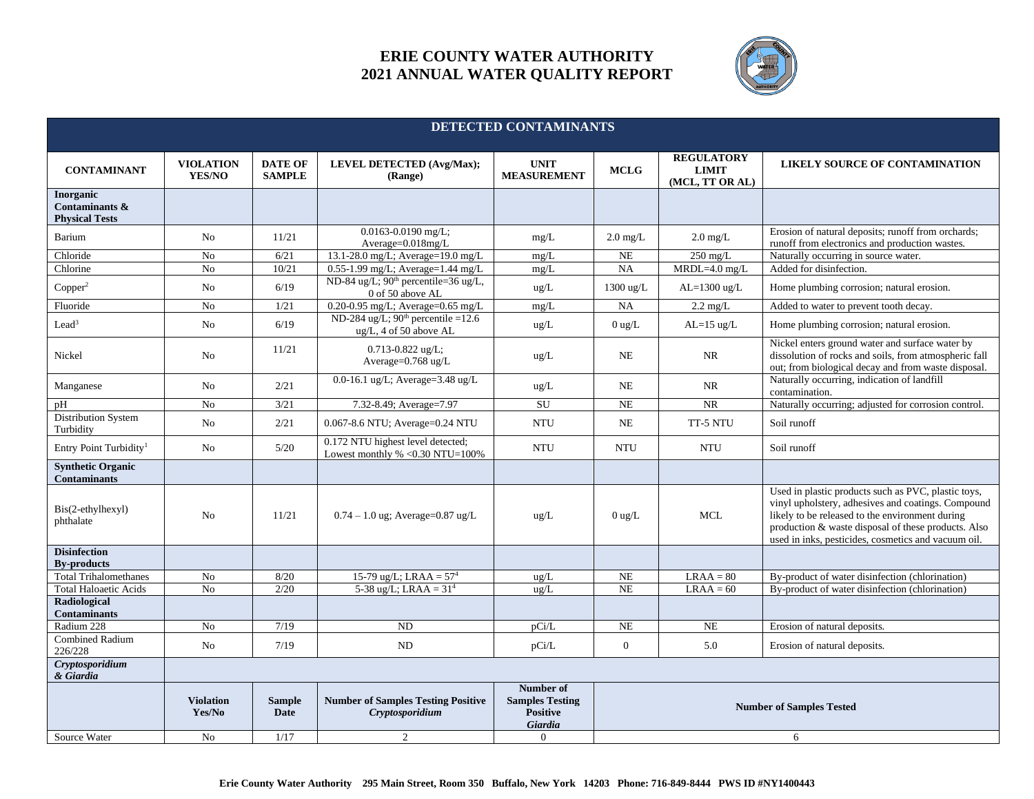# ERIE COUNTY WATER AUTHORITY
# 2021 ANNUAL WATER QUALITY REPORT

## DETECTED CONTAMINANTS

| CONTAMINANT | VIOLATION YES/NO | DATE OF SAMPLE | LEVEL DETECTED (Avg/Max); (Range) | UNIT MEASUREMENT | MCLG | REGULATORY LIMIT (MCL, TT OR AL) | LIKELY SOURCE OF CONTAMINATION |
|---|---|---|---|---|---|---|---|
| **Inorganic Contaminants & Physical Tests** | | | | | | | |
| Barium | No | 11/21 | 0.0163-0.0190 mg/L; Average=0.018mg/L | mg/L | 2.0 mg/L | 2.0 mg/L | Erosion of natural deposits; runoff from orchards; runoff from electronics and production wastes. |
| Chloride | No | 6/21 | 13.1-28.0 mg/L; Average=19.0 mg/L | mg/L | NE | 250 mg/L | Naturally occurring in source water. |
| Chlorine | No | 10/21 | 0.55-1.99 mg/L; Average=1.44 mg/L | mg/L | NA | MRDL=4.0 mg/L | Added for disinfection. |
| Copper[2] | No | 6/19 | ND-84 ug/L; 90th percentile=36 ug/L, 0 of 50 above AL | ug/L | 1300 ug/L | AL=1300 ug/L | Home plumbing corrosion; natural erosion. |
| Fluoride | No | 1/21 | 0.20-0.95 mg/L; Average=0.65 mg/L | mg/L | NA | 2.2 mg/L | Added to water to prevent tooth decay. |
| Lead[3] | No | 6/19 | ND-284 ug/L; 90th percentile =12.6 ug/L, 4 of 50 above AL | ug/L | 0 ug/L | AL=15 ug/L | Home plumbing corrosion; natural erosion. |
| Nickel | No | 11/21 | 0.713-0.822 ug/L; Average=0.768 ug/L | ug/L | NE | NR | Nickel enters ground water and surface water by dissolution of rocks and soils, from atmospheric fall out; from biological decay and from waste disposal. |
| Manganese | No | 2/21 | 0.0-16.1 ug/L; Average=3.48 ug/L | ug/L | NE | NR | Naturally occurring, indication of landfill contamination. |
| pH | No | 3/21 | 7.32-8.49; Average=7.97 | SU | NE | NR | Naturally occurring; adjusted for corrosion control. |
| Distribution System Turbidity | No | 2/21 | 0.067-8.6 NTU; Average=0.24 NTU | NTU | NE | TT-5 NTU | Soil runoff |
| Entry Point Turbidity[1] | No | 5/20 | 0.172 NTU highest level detected; Lowest monthly % <0.30 NTU=100% | NTU | NTU | NTU | Soil runoff |
| **Synthetic Organic Contaminants** | | | | | | | |
| Bis(2-ethylhexyl) phthalate | No | 11/21 | 0.74 – 1.0 ug; Average=0.87 ug/L | ug/L | 0 ug/L | MCL | Used in plastic products such as PVC, plastic toys, vinyl upholstery, adhesives and coatings. Compound likely to be released to the environment during production & waste disposal of these products. Also used in inks, pesticides, cosmetics and vacuum oil. |
| **Disinfection By-products** | | | | | | | |
| Total Trihalomethanes | No | 8/20 | 15-79 ug/L; LRAA = 57[4] | ug/L | NE | LRAA = 80 | By-product of water disinfection (chlorination) |
| Total Haloaetic Acids | No | 2/20 | 5-38 ug/L; LRAA = 31[4] | ug/L | NE | LRAA = 60 | By-product of water disinfection (chlorination) |
| **Radiological Contaminants** | | | | | | | |
| Radium 228 | No | 7/19 | ND | pCi/L | NE | NE | Erosion of natural deposits. |
| Combined Radium 226/228 | No | 7/19 | ND | pCi/L | 0 | 5.0 | Erosion of natural deposits. |
| ***Cryptosporidium & Giardia*** | | | | | | | |
| | **Violation Yes/No** | **Sample Date** | **Number of Samples Testing Positive *Cryptosporidium*** | **Number of Samples Testing Positive *Giardia*** | **Number of Samples Tested** | | |
| Source Water | No | 1/17 | 2 | 0 | 6 | | |

**Erie County Water Authority 295 Main Street, Room 350 Buffalo, New York 14203 Phone: 716-849-8444 PWS ID #NY1400443**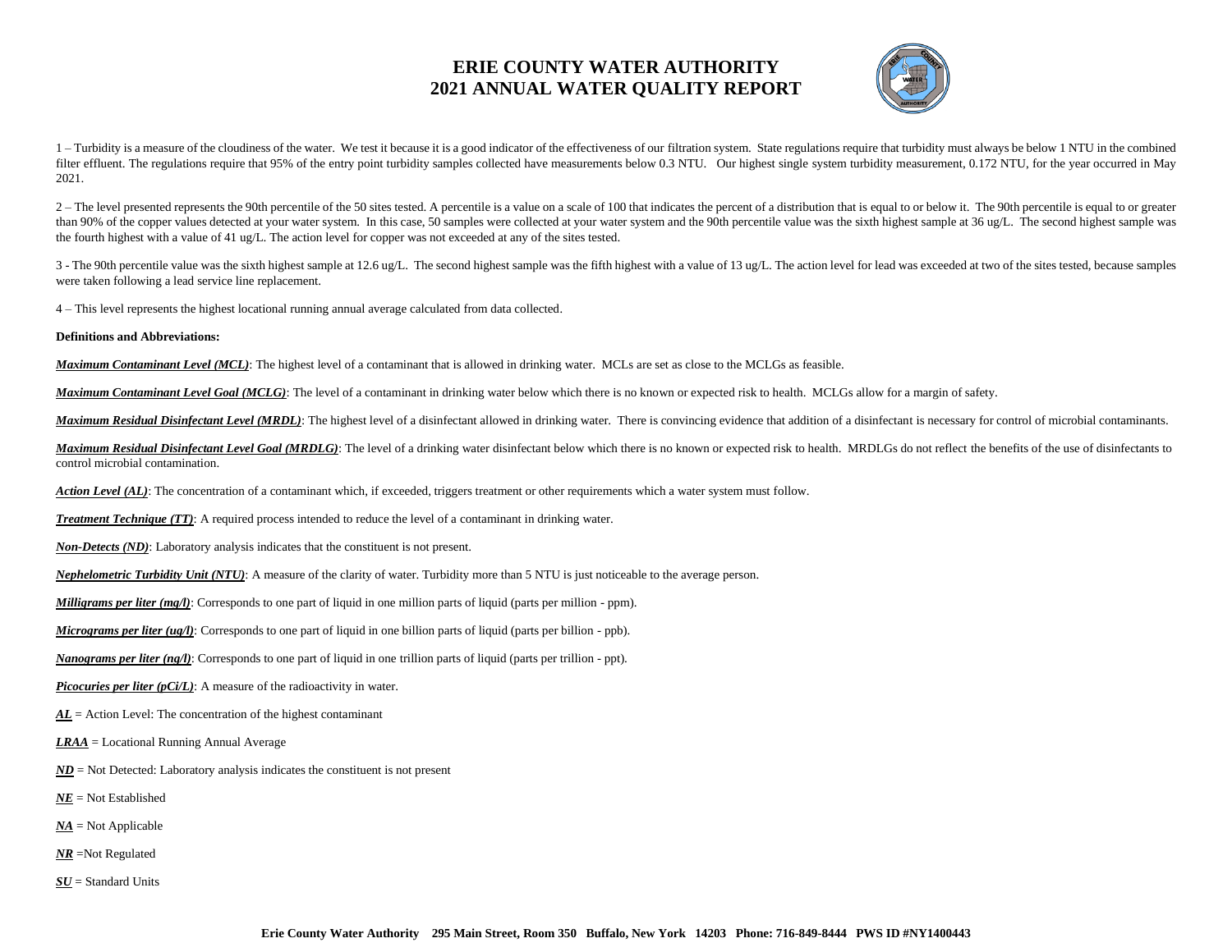# ERIE COUNTY WATER AUTHORITY
# 2021 ANNUAL WATER QUALITY REPORT

1 – Turbidity is a measure of the cloudiness of the water. We test it because it is a good indicator of the effectiveness of our filtration system. State regulations require that turbidity must always be below 1 NTU in the combined filter effluent. The regulations require that 95% of the entry point turbidity samples collected have measurements below 0.3 NTU. Our highest single system turbidity measurement, 0.172 NTU, for the year occurred in May 2021.

2 – The level presented represents the 90th percentile of the 50 sites tested. A percentile is a value on a scale of 100 that indicates the percent of a distribution that is equal to or below it. The 90th percentile is equal to or greater than 90% of the copper values detected at your water system. In this case, 50 samples were collected at your water system and the 90th percentile value was the sixth highest sample at 36 ug/L. The second highest sample was the fourth highest with a value of 41 ug/L. The action level for copper was not exceeded at any of the sites tested.

3 - The 90th percentile value was the sixth highest sample at 12.6 ug/L. The second highest sample was the fifth highest with a value of 13 ug/L. The action level for lead was exceeded at two of the sites tested, because samples were taken following a lead service line replacement.

4 – This level represents the highest locational running annual average calculated from data collected.

**Definitions and Abbreviations:**

***Maximum Contaminant Level (MCL)***: The highest level of a contaminant that is allowed in drinking water. MCLs are set as close to the MCLGs as feasible.

***Maximum Contaminant Level Goal (MCLG)***: The level of a contaminant in drinking water below which there is no known or expected risk to health. MCLGs allow for a margin of safety.

***Maximum Residual Disinfectant Level (MRDL)***: The highest level of a disinfectant allowed in drinking water. There is convincing evidence that addition of a disinfectant is necessary for control of microbial contaminants.

***Maximum Residual Disinfectant Level Goal (MRDLG)***: The level of a drinking water disinfectant below which there is no known or expected risk to health. MRDLGs do not reflect the benefits of the use of disinfectants to control microbial contamination.

***Action Level (AL)***: The concentration of a contaminant which, if exceeded, triggers treatment or other requirements which a water system must follow.

***Treatment Technique (TT)***: A required process intended to reduce the level of a contaminant in drinking water.

***Non-Detects (ND)***: Laboratory analysis indicates that the constituent is not present.

***Nephelometric Turbidity Unit (NTU)***: A measure of the clarity of water. Turbidity more than 5 NTU is just noticeable to the average person.

***Milligrams per liter (mg/l)***: Corresponds to one part of liquid in one million parts of liquid (parts per million - ppm).

***Micrograms per liter (ug/l)***: Corresponds to one part of liquid in one billion parts of liquid (parts per billion - ppb).

***Nanograms per liter (ng/l)***: Corresponds to one part of liquid in one trillion parts of liquid (parts per trillion - ppt).

***Picocuries per liter (pCi/L)***: A measure of the radioactivity in water.

***AL*** = Action Level: The concentration of the highest contaminant

***LRAA*** = Locational Running Annual Average

***ND*** = Not Detected: Laboratory analysis indicates the constituent is not present

***NE*** = Not Established

***NA*** = Not Applicable

***NR*** =Not Regulated

***SU*** = Standard Units

**Erie County Water Authority 295 Main Street, Room 350 Buffalo, New York 14203 Phone: 716-849-8444 PWS ID #NY1400443**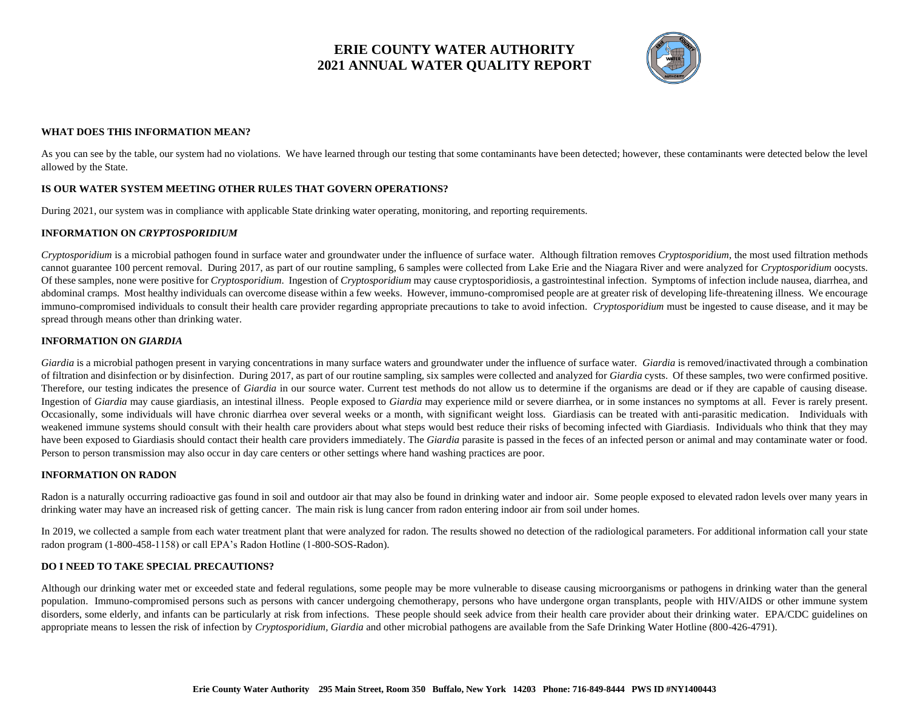# ERIE COUNTY WATER AUTHORITY
# 2021 ANNUAL WATER QUALITY REPORT

**WHAT DOES THIS INFORMATION MEAN?**

As you can see by the table, our system had no violations. We have learned through our testing that some contaminants have been detected; however, these contaminants were detected below the level allowed by the State.

**IS OUR WATER SYSTEM MEETING OTHER RULES THAT GOVERN OPERATIONS?**

During 2021, our system was in compliance with applicable State drinking water operating, monitoring, and reporting requirements.

**INFORMATION ON *CRYPTOSPORIDIUM***

*Cryptosporidium* is a microbial pathogen found in surface water and groundwater under the influence of surface water. Although filtration removes *Cryptosporidium*, the most used filtration methods cannot guarantee 100 percent removal. During 2017, as part of our routine sampling, 6 samples were collected from Lake Erie and the Niagara River and were analyzed for *Cryptosporidium* oocysts. Of these samples, none were positive for *Cryptosporidium*. Ingestion of *Cryptosporidium* may cause cryptosporidiosis, a gastrointestinal infection. Symptoms of infection include nausea, diarrhea, and abdominal cramps. Most healthy individuals can overcome disease within a few weeks. However, immuno-compromised people are at greater risk of developing life-threatening illness. We encourage immuno-compromised individuals to consult their health care provider regarding appropriate precautions to take to avoid infection. *Cryptosporidium* must be ingested to cause disease, and it may be spread through means other than drinking water.

**INFORMATION ON *GIARDIA***

*Giardia* is a microbial pathogen present in varying concentrations in many surface waters and groundwater under the influence of surface water. *Giardia* is removed/inactivated through a combination of filtration and disinfection or by disinfection. During 2017, as part of our routine sampling, six samples were collected and analyzed for *Giardia* cysts. Of these samples, two were confirmed positive. Therefore, our testing indicates the presence of *Giardia* in our source water. Current test methods do not allow us to determine if the organisms are dead or if they are capable of causing disease. Ingestion of *Giardia* may cause giardiasis, an intestinal illness. People exposed to *Giardia* may experience mild or severe diarrhea, or in some instances no symptoms at all. Fever is rarely present. Occasionally, some individuals will have chronic diarrhea over several weeks or a month, with significant weight loss. Giardiasis can be treated with anti-parasitic medication. Individuals with weakened immune systems should consult with their health care providers about what steps would best reduce their risks of becoming infected with Giardiasis. Individuals who think that they may have been exposed to Giardiasis should contact their health care providers immediately. The *Giardia* parasite is passed in the feces of an infected person or animal and may contaminate water or food. Person to person transmission may also occur in day care centers or other settings where hand washing practices are poor.

**INFORMATION ON RADON**

Radon is a naturally occurring radioactive gas found in soil and outdoor air that may also be found in drinking water and indoor air. Some people exposed to elevated radon levels over many years in drinking water may have an increased risk of getting cancer. The main risk is lung cancer from radon entering indoor air from soil under homes.

In 2019, we collected a sample from each water treatment plant that were analyzed for radon. The results showed no detection of the radiological parameters. For additional information call your state radon program (1-800-458-1158) or call EPA's Radon Hotline (1-800-SOS-Radon).

**DO I NEED TO TAKE SPECIAL PRECAUTIONS?**

Although our drinking water met or exceeded state and federal regulations, some people may be more vulnerable to disease causing microorganisms or pathogens in drinking water than the general population. Immuno-compromised persons such as persons with cancer undergoing chemotherapy, persons who have undergone organ transplants, people with HIV/AIDS or other immune system disorders, some elderly, and infants can be particularly at risk from infections. These people should seek advice from their health care provider about their drinking water. EPA/CDC guidelines on appropriate means to lessen the risk of infection by *Cryptosporidium, Giardia* and other microbial pathogens are available from the Safe Drinking Water Hotline (800-426-4791).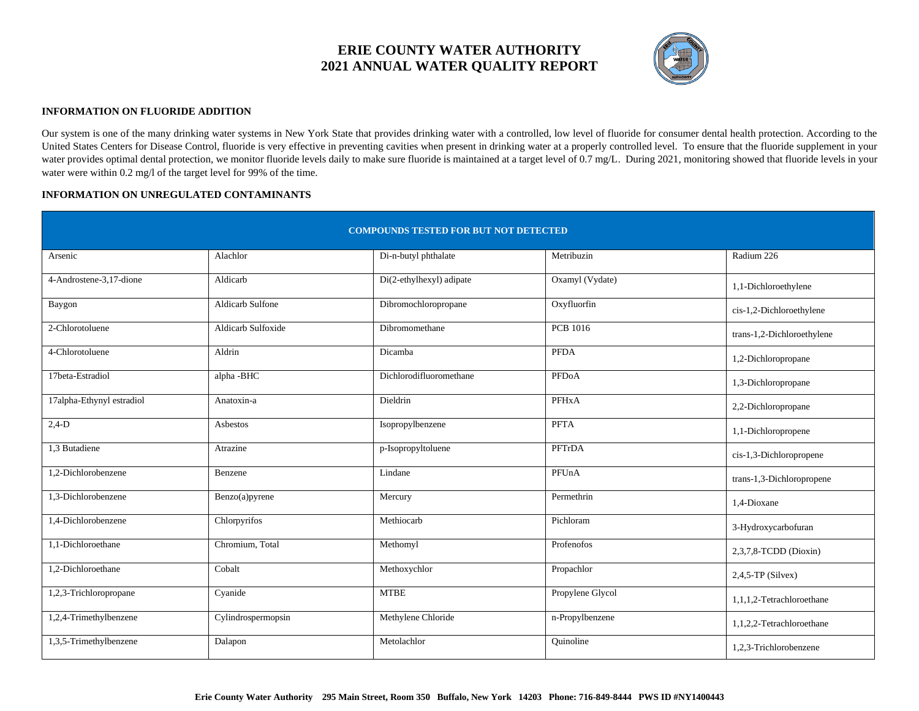# ERIE COUNTY WATER AUTHORITY
# 2021 ANNUAL WATER QUALITY REPORT

### INFORMATION ON FLUORIDE ADDITION

Our system is one of the many drinking water systems in New York State that provides drinking water with a controlled, low level of fluoride for consumer dental health protection. According to the United States Centers for Disease Control, fluoride is very effective in preventing cavities when present in drinking water at a properly controlled level. To ensure that the fluoride supplement in your water provides optimal dental protection, we monitor fluoride levels daily to make sure fluoride is maintained at a target level of 0.7 mg/L. During 2021, monitoring showed that fluoride levels in your water were within 0.2 mg/l of the target level for 99% of the time.

### INFORMATION ON UNREGULATED CONTAMINANTS

| COMPOUNDS TESTED FOR BUT NOT DETECTED | | | | |
|---|---|---|---|---|
| Arsenic | Alachlor | Di-n-butyl phthalate | Metribuzin | Radium 226 |
| 4-Androstene-3,17-dione | Aldicarb | Di(2-ethylhexyl) adipate | Oxamyl (Vydate) | 1,1-Dichloroethylene |
| Baygon | Aldicarb Sulfone | Dibromochloropropane | Oxyfluorfin | cis-1,2-Dichloroethylene |
| 2-Chlorotoluene | Aldicarb Sulfoxide | Dibromomethane | PCB 1016 | trans-1,2-Dichloroethylene |
| 4-Chlorotoluene | Aldrin | Dicamba | PFDA | 1,2-Dichloropropane |
| 17beta-Estradiol | alpha -BHC | Dichlorodifluoromethane | PFDoA | 1,3-Dichloropropane |
| 17alpha-Ethynyl estradiol | Anatoxin-a | Dieldrin | PFHxA | 2,2-Dichloropropane |
| 2,4-D | Asbestos | Isopropylbenzene | PFTA | 1,1-Dichloropropene |
| 1,3 Butadiene | Atrazine | p-Isopropyltoluene | PFTrDA | cis-1,3-Dichloropropene |
| 1,2-Dichlorobenzene | Benzene | Lindane | PFUnA | trans-1,3-Dichloropropene |
| 1,3-Dichlorobenzene | Benzo(a)pyrene | Mercury | Permethrin | 1,4-Dioxane |
| 1,4-Dichlorobenzene | Chlorpyrifos | Methiocarb | Pichloram | 3-Hydroxycarbofuran |
| 1,1-Dichloroethane | Chromium, Total | Methomyl | Profenofos | 2,3,7,8-TCDD (Dioxin) |
| 1,2-Dichloroethane | Cobalt | Methoxychlor | Propachlor | 2,4,5-TP (Silvex) |
| 1,2,3-Trichloropropane | Cyanide | MTBE | Propylene Glycol | 1,1,1,2-Tetrachloroethane |
| 1,2,4-Trimethylbenzene | Cylindrospermopsin | Methylene Chloride | n-Propylbenzene | 1,1,2,2-Tetrachloroethane |
| 1,3,5-Trimethylbenzene | Dalapon | Metolachlor | Quinoline | 1,2,3-Trichlorobenzene |

**Erie County Water Authority 295 Main Street, Room 350 Buffalo, New York 14203 Phone: 716-849-8444 PWS ID #NY1400443**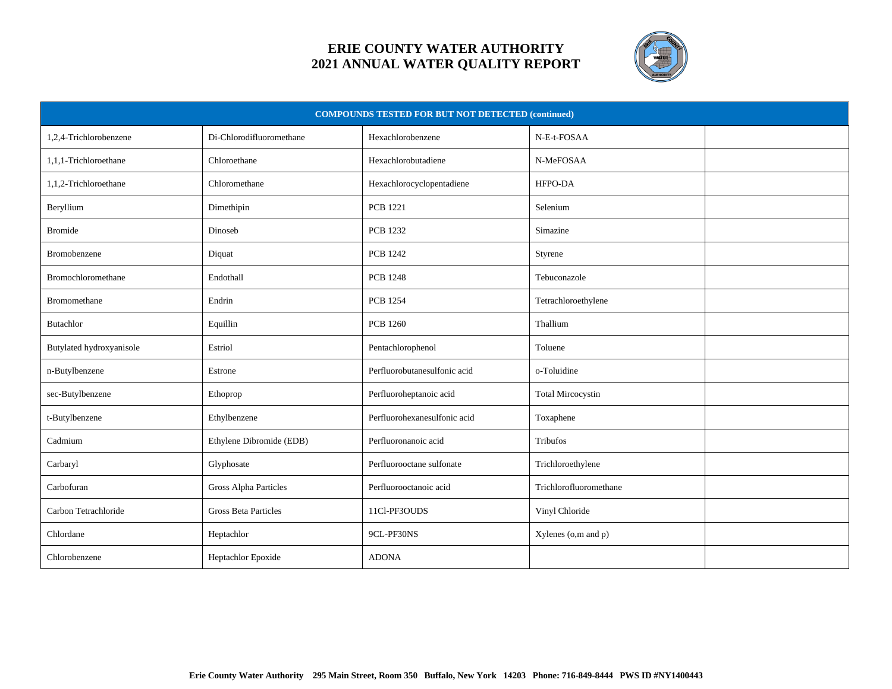# ERIE COUNTY WATER AUTHORITY
# 2021 ANNUAL WATER QUALITY REPORT

| COMPOUNDS TESTED FOR BUT NOT DETECTED (continued) | | | | |
|---|---|---|---|---|
| 1,2,4-Trichlorobenzene | Di-Chlorodifluoromethane | Hexachlorobenzene | N-E-t-FOSAA | |
| 1,1,1-Trichloroethane | Chloroethane | Hexachlorobutadiene | N-MeFOSAA | |
| 1,1,2-Trichloroethane | Chloromethane | Hexachlorocyclopentadiene | HFPO-DA | |
| Beryllium | Dimethipin | PCB 1221 | Selenium | |
| Bromide | Dinoseb | PCB 1232 | Simazine | |
| Bromobenzene | Diquat | PCB 1242 | Styrene | |
| Bromochloromethane | Endothall | PCB 1248 | Tebuconazole | |
| Bromomethane | Endrin | PCB 1254 | Tetrachloroethylene | |
| Butachlor | Equillin | PCB 1260 | Thallium | |
| Butylated hydroxyanisole | Estriol | Pentachlorophenol | Toluene | |
| n-Butylbenzene | Estrone | Perfluorobutanesulfonic acid | o-Toluidine | |
| sec-Butylbenzene | Ethoprop | Perfluoroheptanoic acid | Total Mircocystin | |
| t-Butylbenzene | Ethylbenzene | Perfluorohexanesulfonic acid | Toxaphene | |
| Cadmium | Ethylene Dibromide (EDB) | Perfluorononanoic acid | Tribufos | |
| Carbaryl | Glyphosate | Perfluorooctane sulfonate | Trichloroethylene | |
| Carbofuran | Gross Alpha Particles | Perfluorooctanoic acid | Trichlorofluoromethane | |
| Carbon Tetrachloride | Gross Beta Particles | 11Cl-PF3OUDS | Vinyl Chloride | |
| Chlordane | Heptachlor | 9CL-PF30NS | Xylenes (o,m and p) | |
| Chlorobenzene | Heptachlor Epoxide | ADONA | | |

**Erie County Water Authority 295 Main Street, Room 350 Buffalo, New York 14203 Phone: 716-849-8444 PWS ID #NY1400443**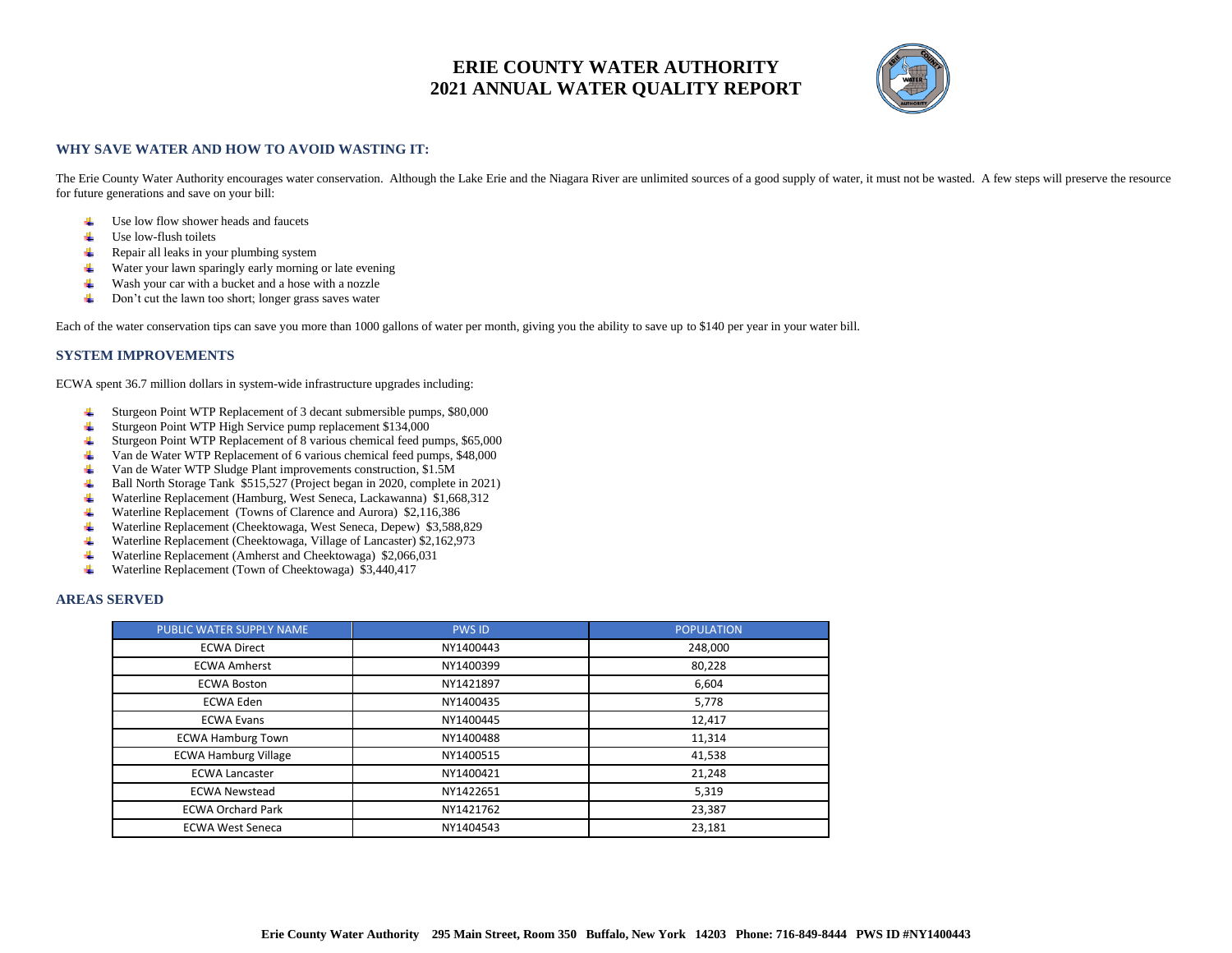# ERIE COUNTY WATER AUTHORITY
# 2021 ANNUAL WATER QUALITY REPORT

## WHY SAVE WATER AND HOW TO AVOID WASTING IT:

The Erie County Water Authority encourages water conservation. Although the Lake Erie and the Niagara River are unlimited sources of a good supply of water, it must not be wasted. A few steps will preserve the resource for future generations and save on your bill:

- Use low flow shower heads and faucets
- Use low-flush toilets
- Repair all leaks in your plumbing system
- Water your lawn sparingly early morning or late evening
- Wash your car with a bucket and a hose with a nozzle
- Don't cut the lawn too short; longer grass saves water

Each of the water conservation tips can save you more than 1000 gallons of water per month, giving you the ability to save up to $140 per year in your water bill.

## SYSTEM IMPROVEMENTS

ECWA spent 36.7 million dollars in system-wide infrastructure upgrades including:

- Sturgeon Point WTP Replacement of 3 decant submersible pumps, $80,000
- Sturgeon Point WTP High Service pump replacement $134,000
- Sturgeon Point WTP Replacement of 8 various chemical feed pumps, $65,000
- Van de Water WTP Replacement of 6 various chemical feed pumps, $48,000
- Van de Water WTP Sludge Plant improvements construction, $1.5M
- Ball North Storage Tank $515,527 (Project began in 2020, complete in 2021)
- Waterline Replacement (Hamburg, West Seneca, Lackawanna) $1,668,312
- Waterline Replacement (Towns of Clarence and Aurora) $2,116,386
- Waterline Replacement (Cheektowaga, West Seneca, Depew) $3,588,829
- Waterline Replacement (Cheektowaga, Village of Lancaster) $2,162,973
- Waterline Replacement (Amherst and Cheektowaga) $2,066,031
- Waterline Replacement (Town of Cheektowaga) $3,440,417

## AREAS SERVED

| PUBLIC WATER SUPPLY NAME | PWS ID | POPULATION |
|---|---|---|
| ECWA Direct | NY1400443 | 248,000 |
| ECWA Amherst | NY1400399 | 80,228 |
| ECWA Boston | NY1421897 | 6,604 |
| ECWA Eden | NY1400435 | 5,778 |
| ECWA Evans | NY1400445 | 12,417 |
| ECWA Hamburg Town | NY1400488 | 11,314 |
| ECWA Hamburg Village | NY1400515 | 41,538 |
| ECWA Lancaster | NY1400421 | 21,248 |
| ECWA Newstead | NY1422651 | 5,319 |
| ECWA Orchard Park | NY1421762 | 23,387 |
| ECWA West Seneca | NY1404543 | 23,181 |

**Erie County Water Authority 295 Main Street, Room 350 Buffalo, New York 14203 Phone: 716-849-8444 PWS ID #NY1400443**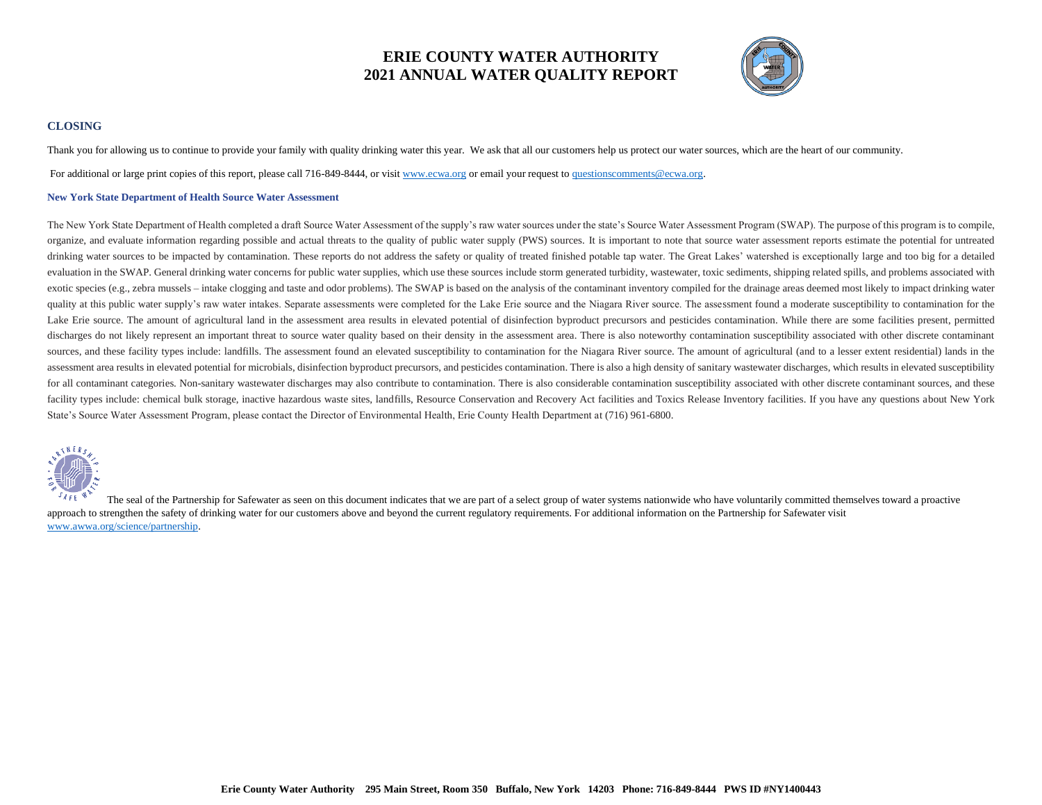## CLOSING

Thank you for allowing us to continue to provide your family with quality drinking water this year. We ask that all our customers help us protect our water sources, which are the heart of our community.

For additional or large print copies of this report, please call 716-849-8444, or visit www.ecwa.org or email your request to questionscomments@ecwa.org.

### New York State Department of Health Source Water Assessment

The New York State Department of Health completed a draft Source Water Assessment of the supply's raw water sources under the state's Source Water Assessment Program (SWAP). The purpose of this program is to compile, organize, and evaluate information regarding possible and actual threats to the quality of public water supply (PWS) sources. It is important to note that source water assessment reports estimate the potential for untreated drinking water sources to be impacted by contamination. These reports do not address the safety or quality of treated finished potable tap water. The Great Lakes' watershed is exceptionally large and too big for a detailed evaluation in the SWAP. General drinking water concerns for public water supplies, which use these sources include storm generated turbidity, wastewater, toxic sediments, shipping related spills, and problems associated with exotic species (e.g., zebra mussels – intake clogging and taste and odor problems). The SWAP is based on the analysis of the contaminant inventory compiled for the drainage areas deemed most likely to impact drinking water quality at this public water supply's raw water intakes. Separate assessments were completed for the Lake Erie source and the Niagara River source. The assessment found a moderate susceptibility to contamination for the Lake Erie source. The amount of agricultural land in the assessment area results in elevated potential of disinfection byproduct precursors and pesticides contamination. While there are some facilities present, permitted discharges do not likely represent an important threat to source water quality based on their density in the assessment area. There is also noteworthy contamination susceptibility associated with other discrete contaminant sources, and these facility types include: landfills. The assessment found an elevated susceptibility to contamination for the Niagara River source. The amount of agricultural (and to a lesser extent residential) lands in the assessment area results in elevated potential for microbials, disinfection byproduct precursors, and pesticides contamination. There is also a high density of sanitary wastewater discharges, which results in elevated susceptibility for all contaminant categories. Non-sanitary wastewater discharges may also contribute to contamination. There is also considerable contamination susceptibility associated with other discrete contaminant sources, and these facility types include: chemical bulk storage, inactive hazardous waste sites, landfills, Resource Conservation and Recovery Act facilities and Toxics Release Inventory facilities. If you have any questions about New York State's Source Water Assessment Program, please contact the Director of Environmental Health, Erie County Health Department at (716) 961-6800.

The seal of the Partnership for Safewater as seen on this document indicates that we are part of a select group of water systems nationwide who have voluntarily committed themselves toward a proactive approach to strengthen the safety of drinking water for our customers above and beyond the current regulatory requirements. For additional information on the Partnership for Safewater visit www.awwa.org/science/partnership.

**Erie County Water Authority 295 Main Street, Room 350 Buffalo, New York 14203 Phone: 716-849-8444 PWS ID #NY1400443**